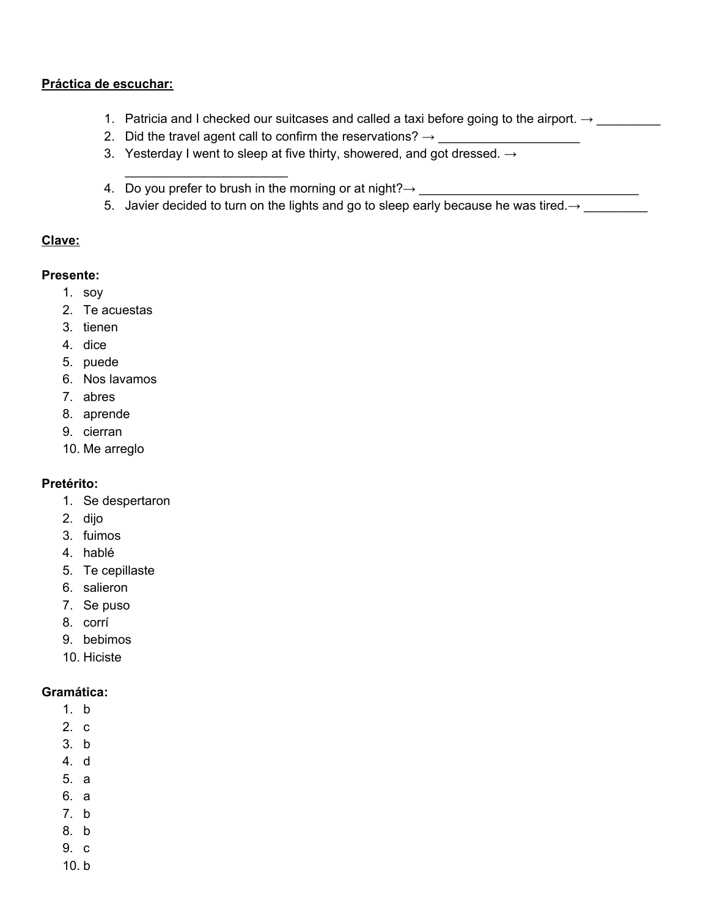**Práctica de escuchar:**

1. Patricia and I checked our suitcases and called a taxi before going to the airport. → _________
2. Did the travel agent call to confirm the reservations? → ____________________
3. Yesterday I went to sleep at five thirty, showered, and got dressed. → _______________________
4. Do you prefer to brush in the morning or at night?→ _______________________________
5. Javier decided to turn on the lights and go to sleep early because he was tired.→ _________

**Clave:**

**Presente:**

1. soy
2. Te acuestas
3. tienen
4. dice
5. puede
6. Nos lavamos
7. abres
8. aprende
9. cierran
10. Me arreglo

**Pretérito:**

1. Se despertaron
2. dijo
3. fuimos
4. hablé
5. Te cepillaste
6. salieron
7. Se puso
8. corrí
9. bebimos
10. Hiciste

**Gramática:**

1. b
2. c
3. b
4. d
5. a
6. a
7. b
8. b
9. c
10. b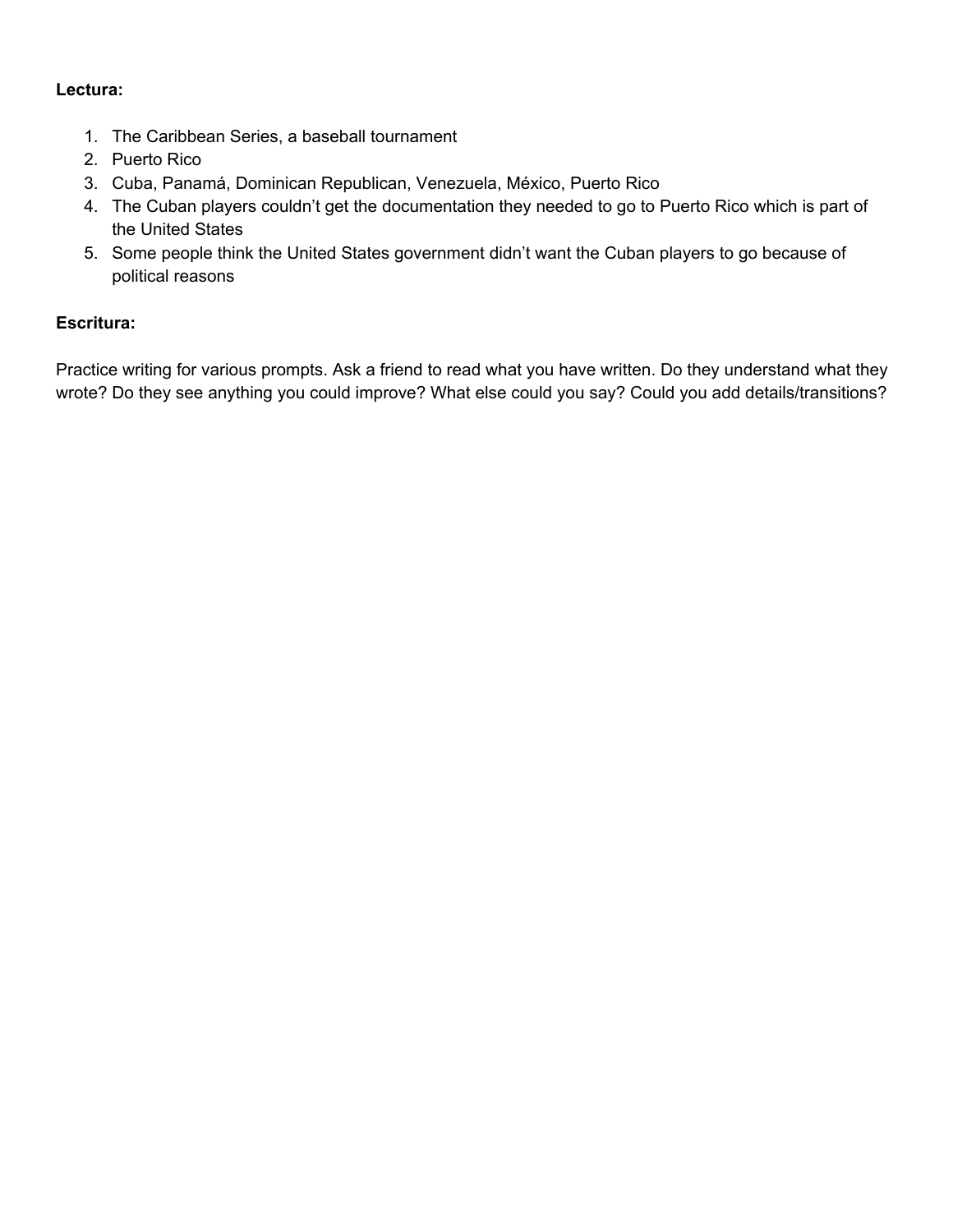**Lectura:**

1. The Caribbean Series, a baseball tournament
2. Puerto Rico
3. Cuba, Panamá, Dominican Republican, Venezuela, México, Puerto Rico
4. The Cuban players couldn't get the documentation they needed to go to Puerto Rico which is part of the United States
5. Some people think the United States government didn't want the Cuban players to go because of political reasons

**Escritura:**

Practice writing for various prompts. Ask a friend to read what you have written. Do they understand what they wrote? Do they see anything you could improve? What else could you say? Could you add details/transitions?